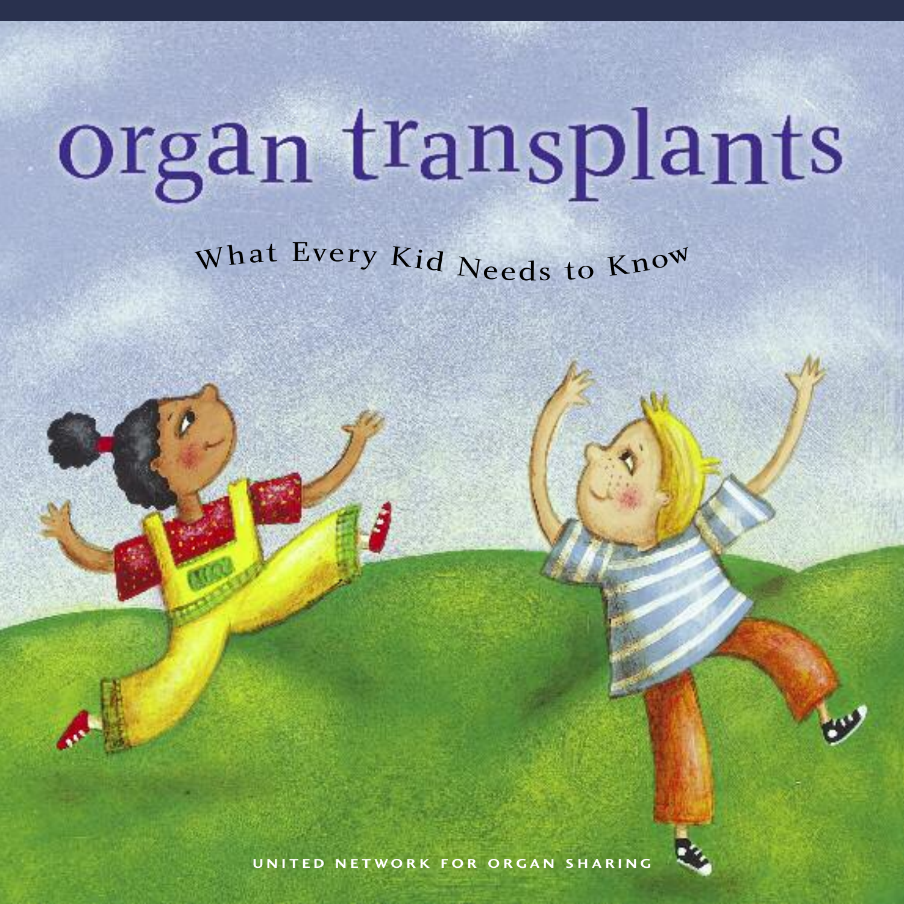# organ transplants

## What Every Kid Needs to Know

UNITED NETWORK FOR ORGAN SHARING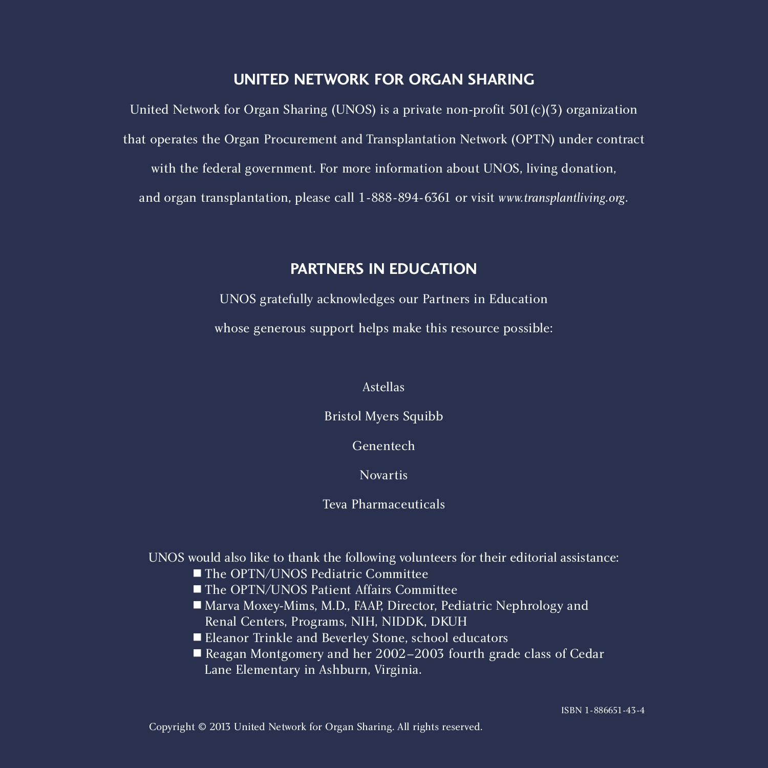## UNITED NETWORK FOR ORGAN SHARING

United Network for Organ Sharing (UNOS) is a private non-profit 501(c)(3) organization that operates the Organ Procurement and Transplantation Network (OPTN) under contract with the federal government. For more information about UNOS, living donation, and organ transplantation, please call 1-888-894-6361 or visit *www.transplantliving.org*.

## PARTNERS IN EDUCATION

UNOS gratefully acknowledges our Partners in Education whose generous support helps make this resource possible:

Astellas

Bristol Myers Squibb

Genentech

Novartis

Teva Pharmaceuticals

UNOS would also like to thank the following volunteers for their editorial assistance:

- The OPTN/UNOS Pediatric Committee
- The OPTN/UNOS Patient Affairs Committee
- Marva Moxey-Mims, M.D., FAAP, Director, Pediatric Nephrology and Renal Centers, Programs, NIH, NIDDK, DKUH
- Eleanor Trinkle and Beverley Stone, school educators
- Reagan Montgomery and her 2002–2003 fourth grade class of Cedar Lane Elementary in Ashburn, Virginia.

ISBN 1-886651-43-4

Copyright © 2013 United Network for Organ Sharing. All rights reserved.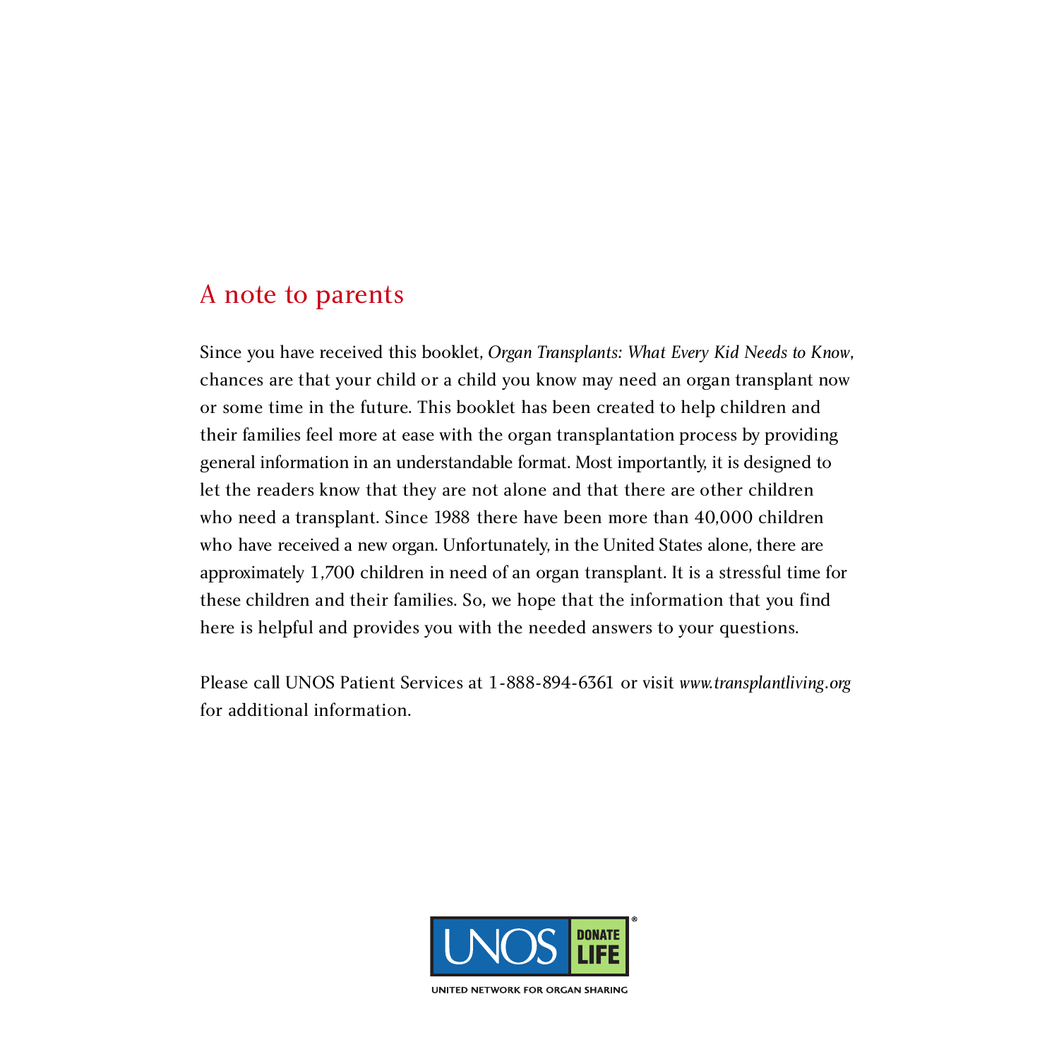## A note to parents

Since you have received this booklet, *Organ Transplants: What Every Kid Needs to Know*, chances are that your child or a child you know may need an organ transplant now or some time in the future. This booklet has been created to help children and their families feel more at ease with the organ transplantation process by providing general information in an understandable format. Most importantly, it is designed to let the readers know that they are not alone and that there are other children who need a transplant. Since 1988 there have been more than 40,000 children who have received a new organ. Unfortunately, in the United States alone, there are approximately 1,700 children in need of an organ transplant. It is a stressful time for these children and their families. So, we hope that the information that you find here is helpful and provides you with the needed answers to your questions.

Please call UNOS Patient Services at 1-888-894-6361 or visit *www.transplantliving.org* for additional information.

UNOS DONATE LIFE®

UNITED NETWORK FOR ORGAN SHARING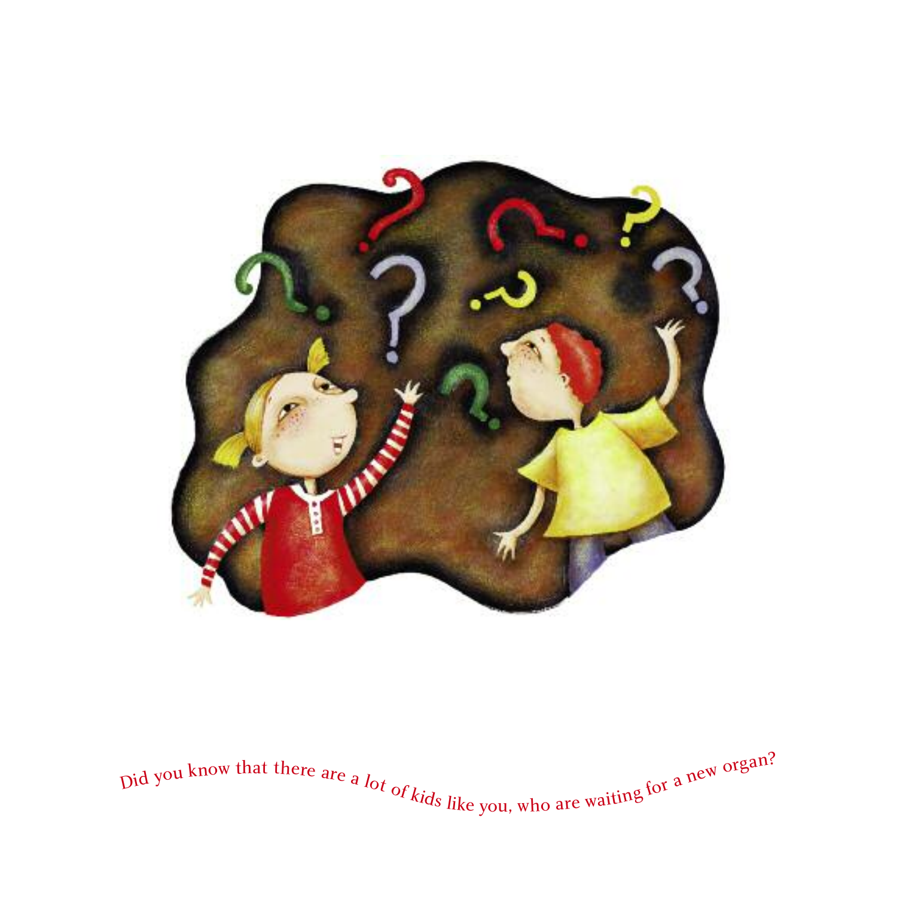Did you know that there are a lot of kids like you, who are waiting for a new organ?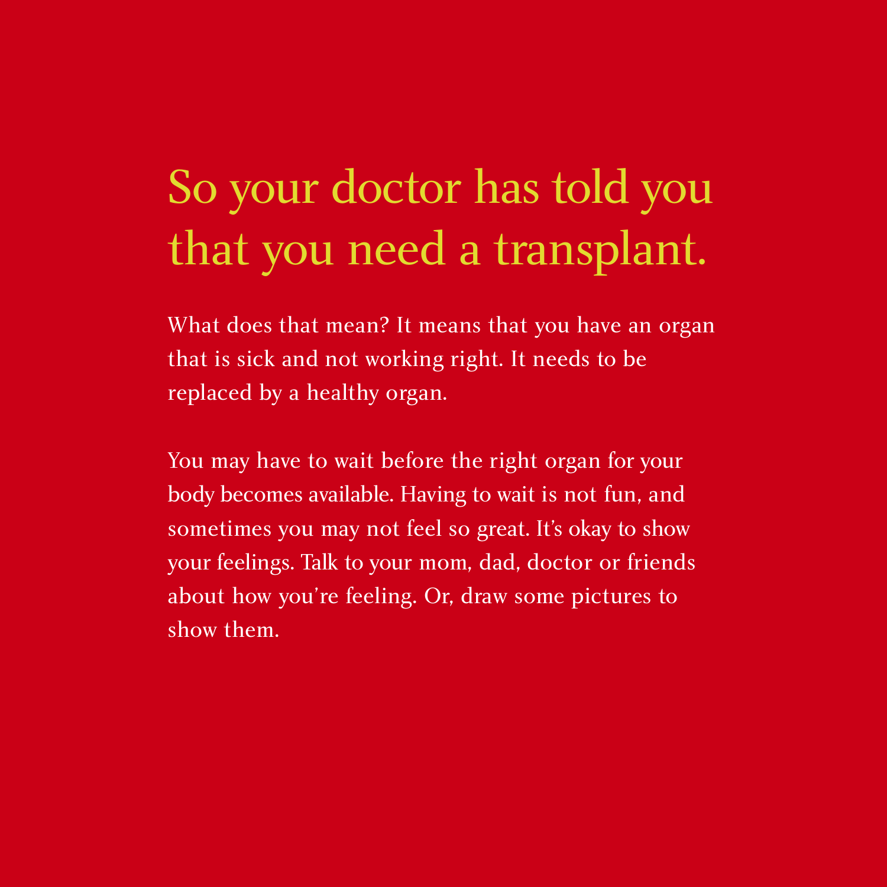# So your doctor has told you that you need a transplant.

What does that mean? It means that you have an organ that is sick and not working right. It needs to be replaced by a healthy organ.

You may have to wait before the right organ for your body becomes available. Having to wait is not fun, and sometimes you may not feel so great. It's okay to show your feelings. Talk to your mom, dad, doctor or friends about how you're feeling. Or, draw some pictures to show them.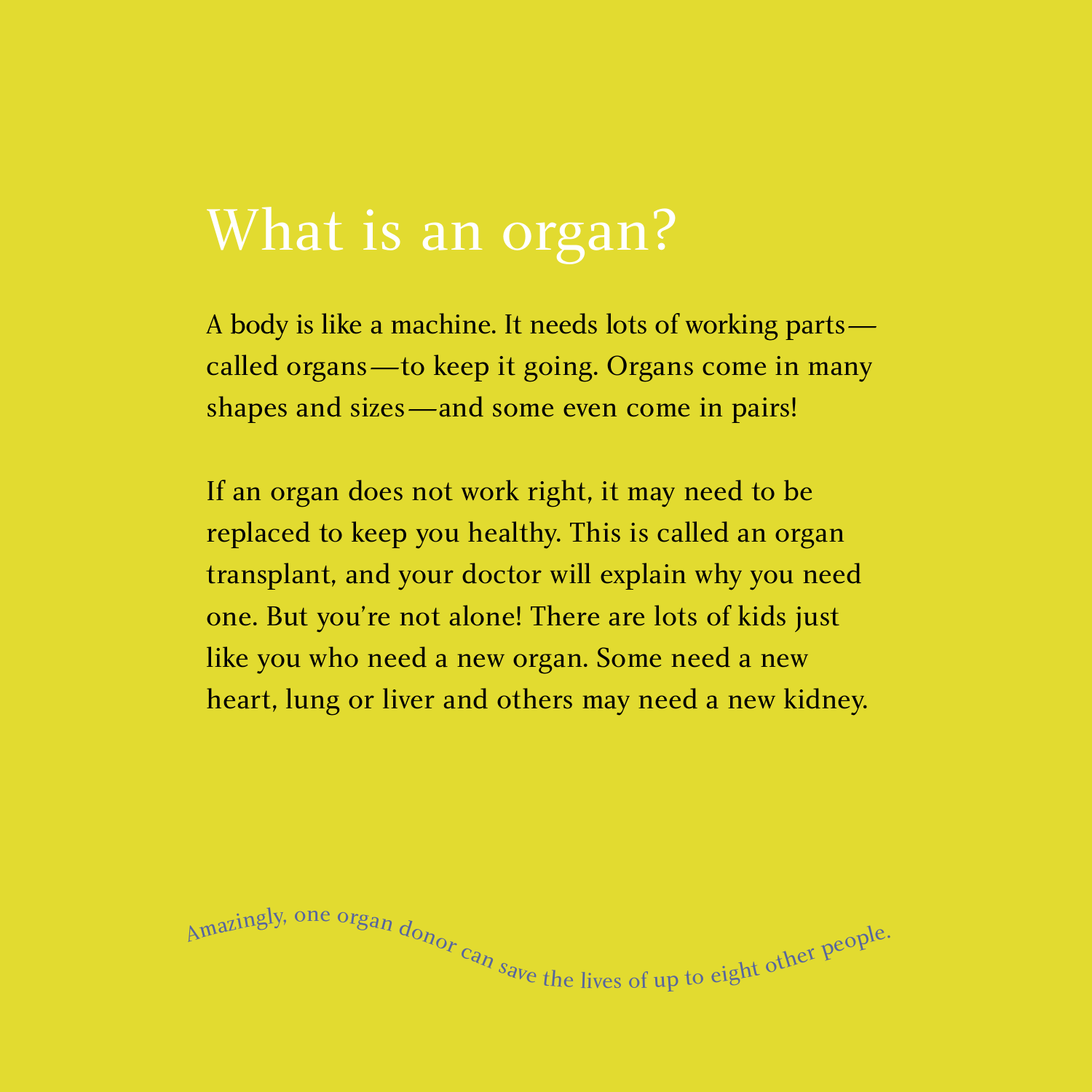# What is an organ?

A body is like a machine. It needs lots of working parts—called organs—to keep it going. Organs come in many shapes and sizes—and some even come in pairs!

If an organ does not work right, it may need to be replaced to keep you healthy. This is called an organ transplant, and your doctor will explain why you need one. But you're not alone! There are lots of kids just like you who need a new organ. Some need a new heart, lung or liver and others may need a new kidney.

Amazingly, one organ donor can save the lives of up to eight other people.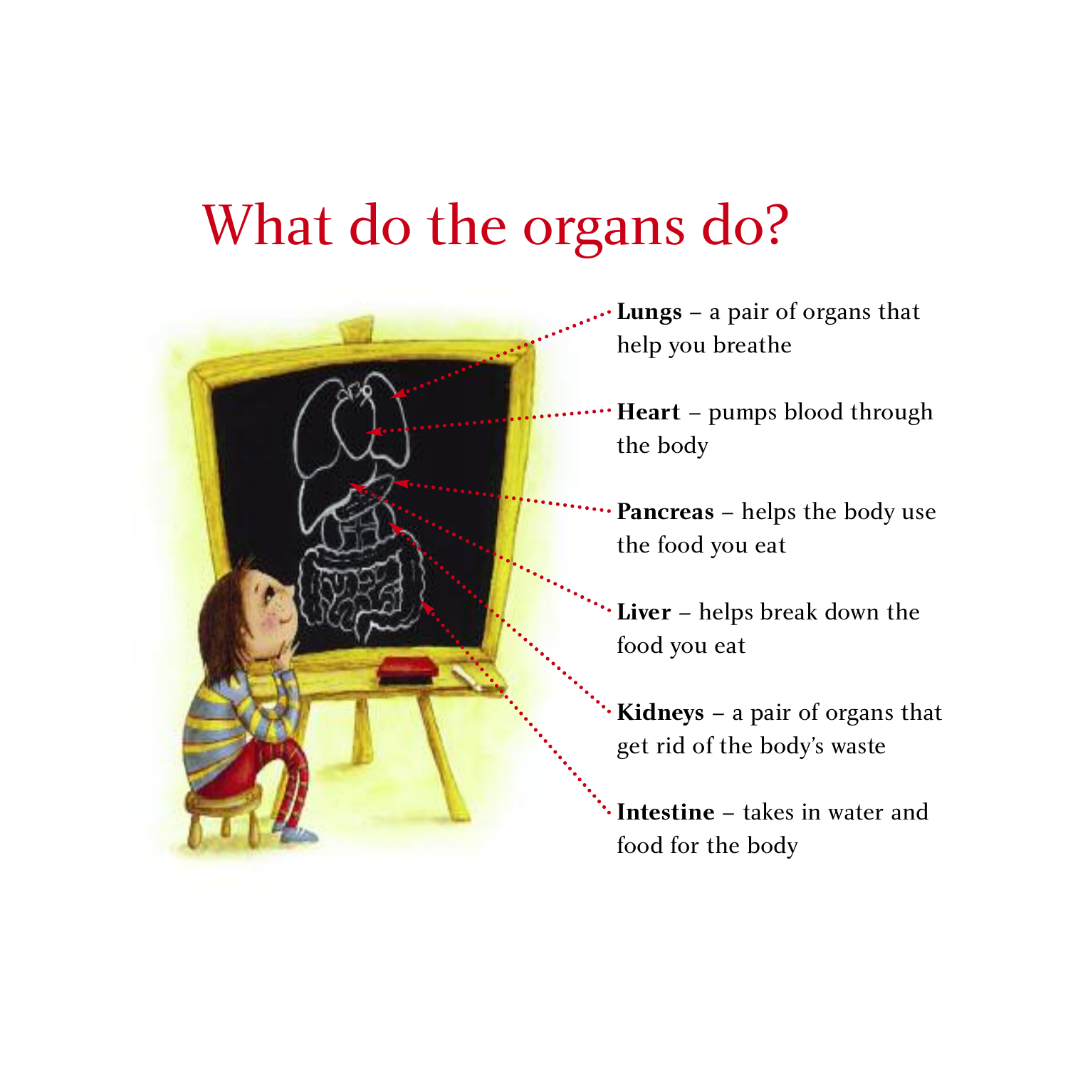# What do the organs do?

**Lungs** – a pair of organs that help you breathe

**Heart** – pumps blood through the body

**Pancreas** – helps the body use the food you eat

**Liver** – helps break down the food you eat

**Kidneys** – a pair of organs that get rid of the body's waste

**Intestine** – takes in water and food for the body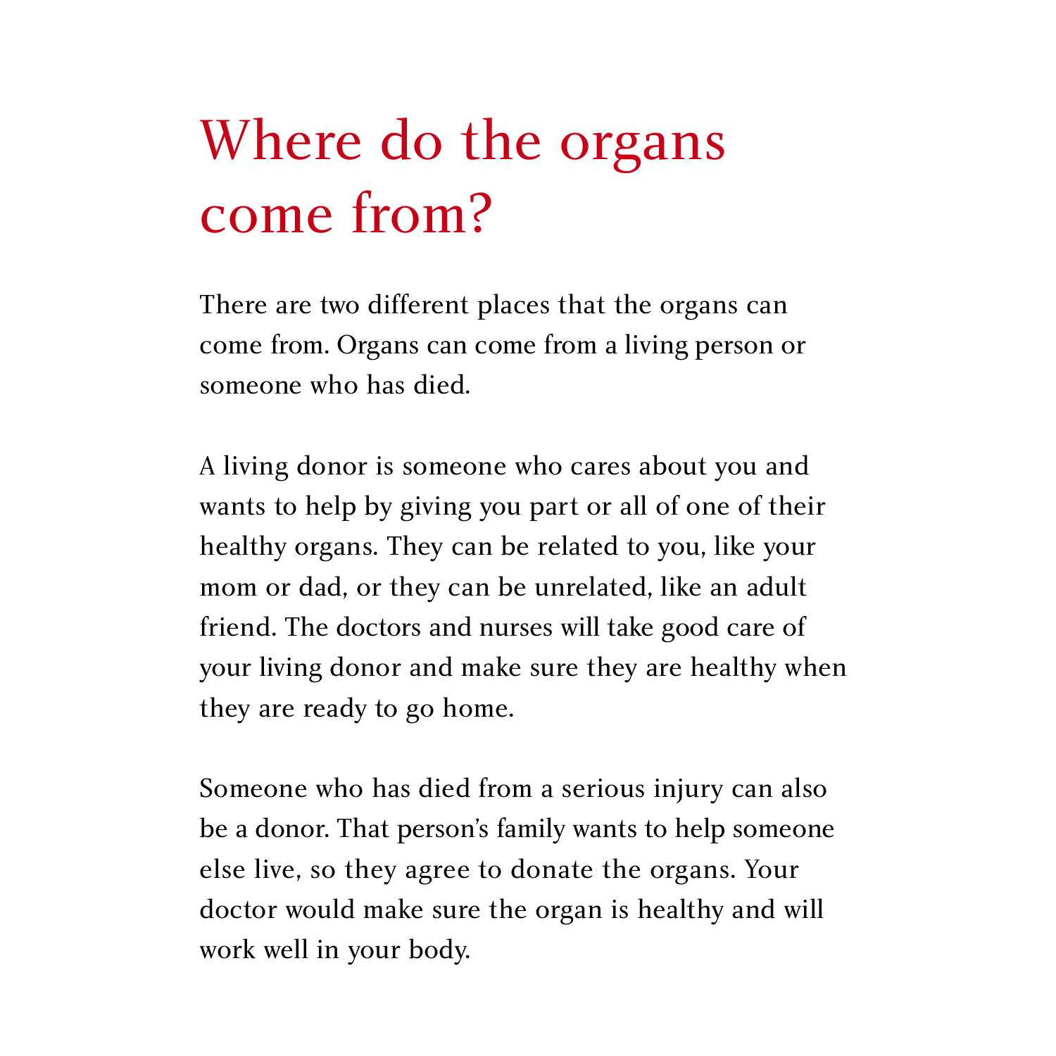# Where do the organs come from?

There are two different places that the organs can come from. Organs can come from a living person or someone who has died.

A living donor is someone who cares about you and wants to help by giving you part or all of one of their healthy organs. They can be related to you, like your mom or dad, or they can be unrelated, like an adult friend. The doctors and nurses will take good care of your living donor and make sure they are healthy when they are ready to go home.

Someone who has died from a serious injury can also be a donor. That person's family wants to help someone else live, so they agree to donate the organs. Your doctor would make sure the organ is healthy and will work well in your body.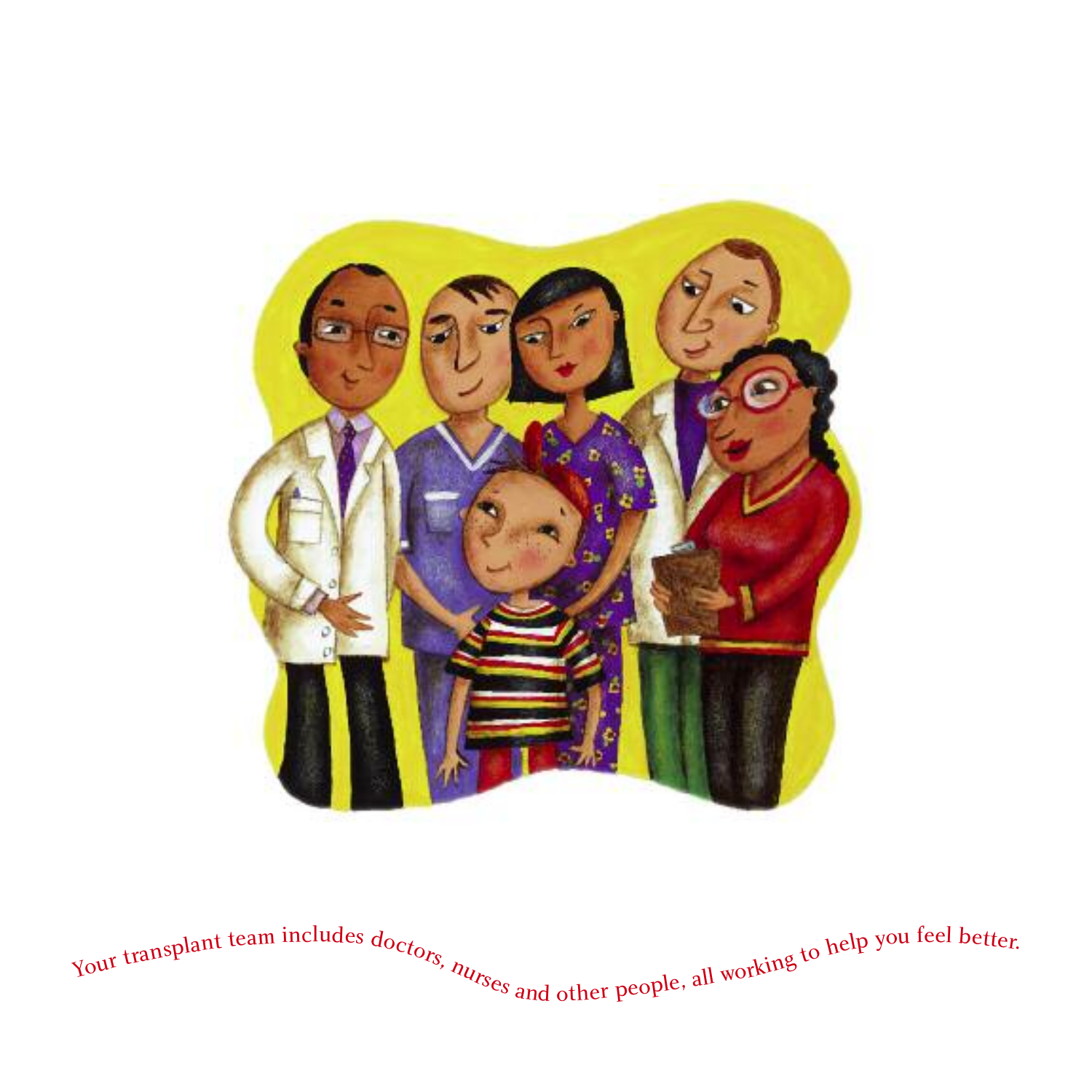Your transplant team includes doctors, nurses and other people, all working to help you feel better.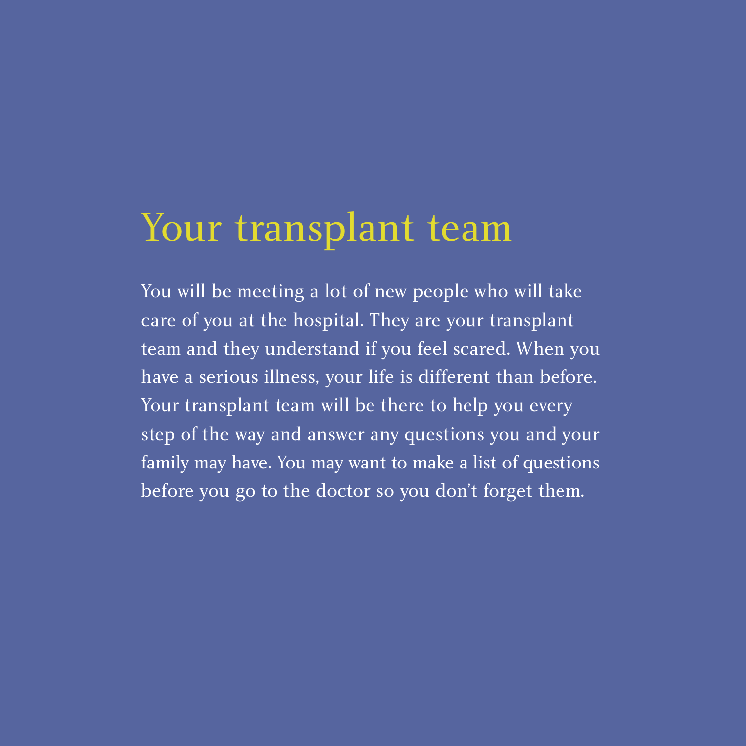# Your transplant team

You will be meeting a lot of new people who will take care of you at the hospital. They are your transplant team and they understand if you feel scared. When you have a serious illness, your life is different than before. Your transplant team will be there to help you every step of the way and answer any questions you and your family may have. You may want to make a list of questions before you go to the doctor so you don't forget them.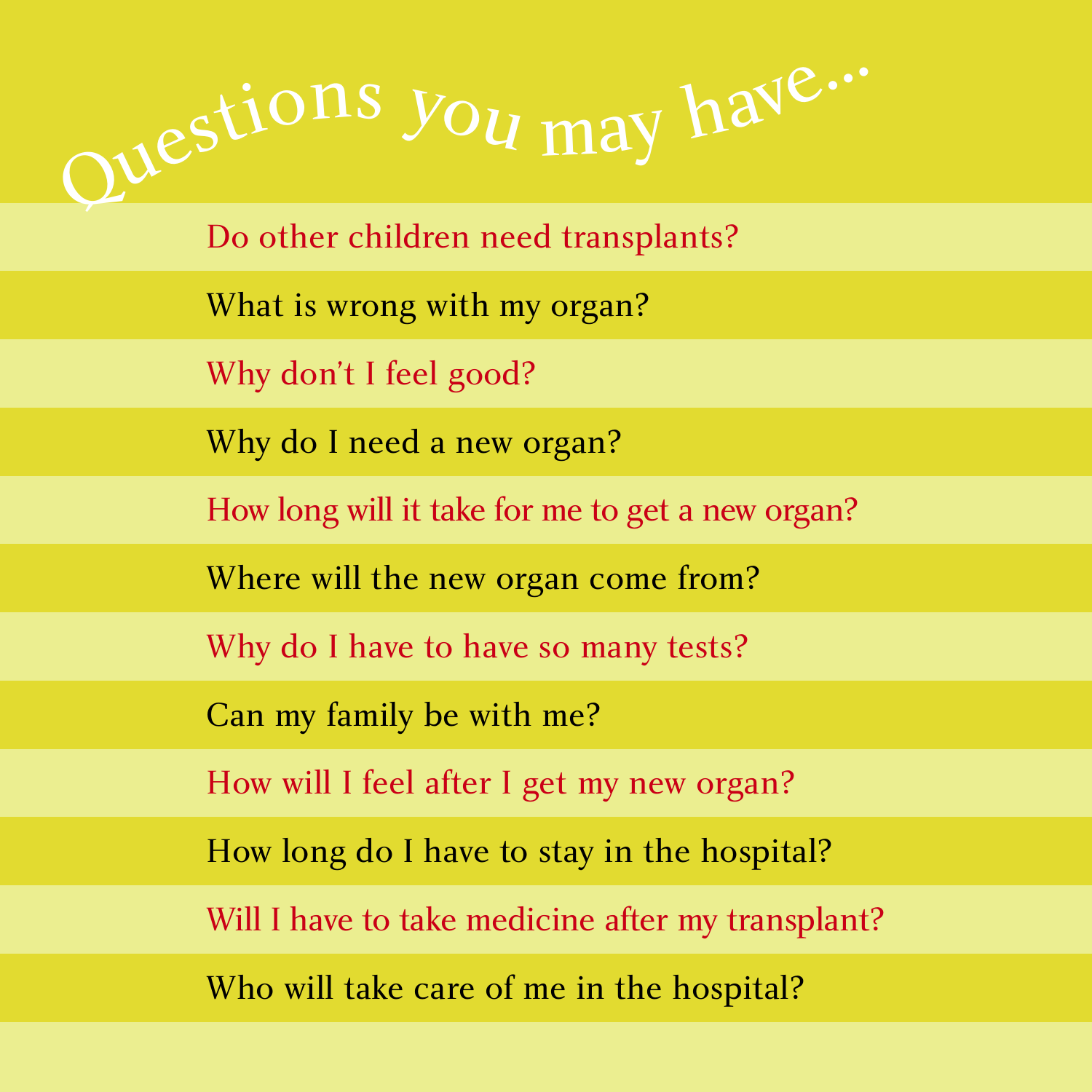# Questions you may have...

- Do other children need transplants?
- What is wrong with my organ?
- Why don't I feel good?
- Why do I need a new organ?
- How long will it take for me to get a new organ?
- Where will the new organ come from?
- Why do I have to have so many tests?
- Can my family be with me?
- How will I feel after I get my new organ?
- How long do I have to stay in the hospital?
- Will I have to take medicine after my transplant?
- Who will take care of me in the hospital?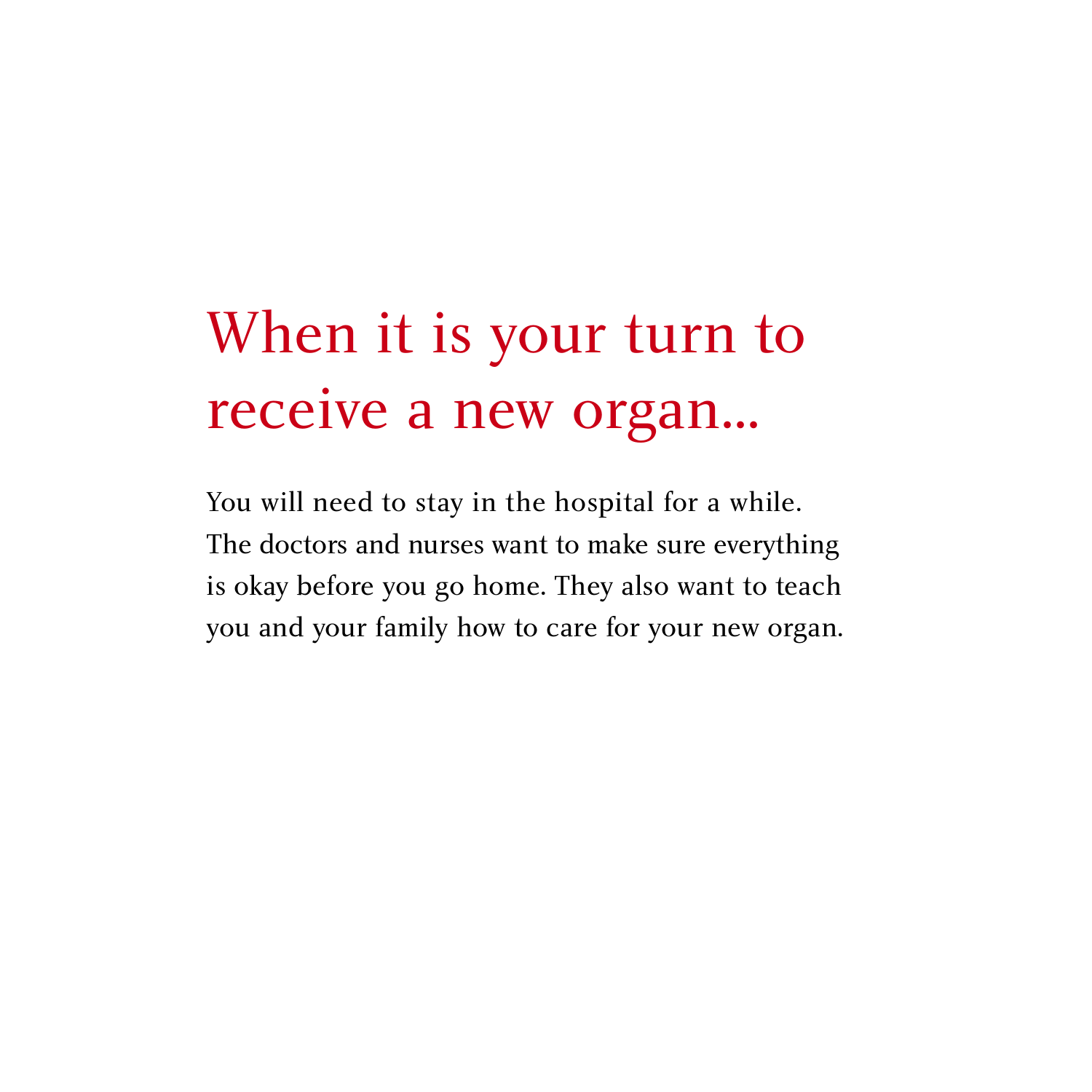# When it is your turn to receive a new organ...

You will need to stay in the hospital for a while. The doctors and nurses want to make sure everything is okay before you go home. They also want to teach you and your family how to care for your new organ.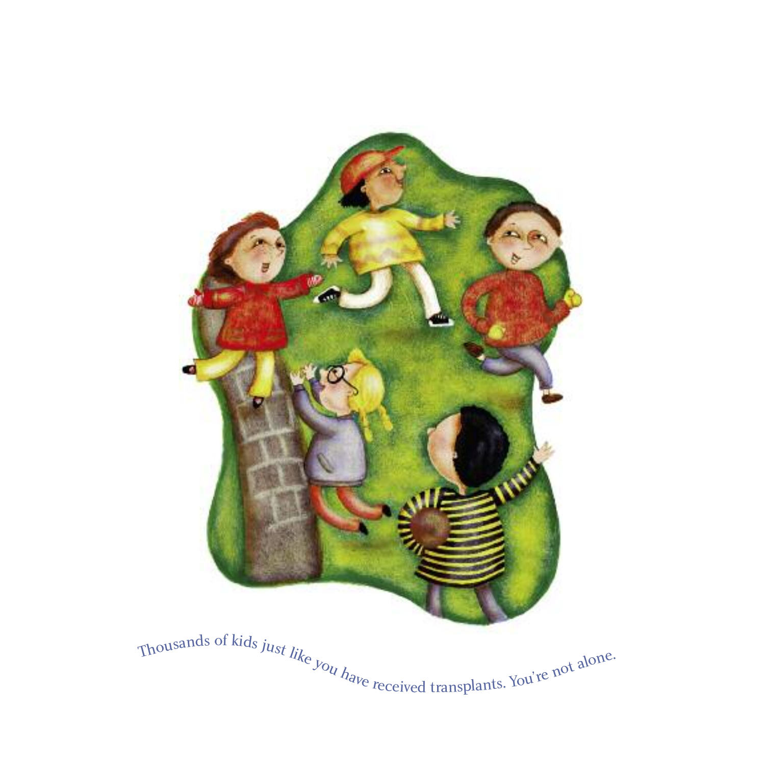Thousands of kids just like you have received transplants. You're not alone.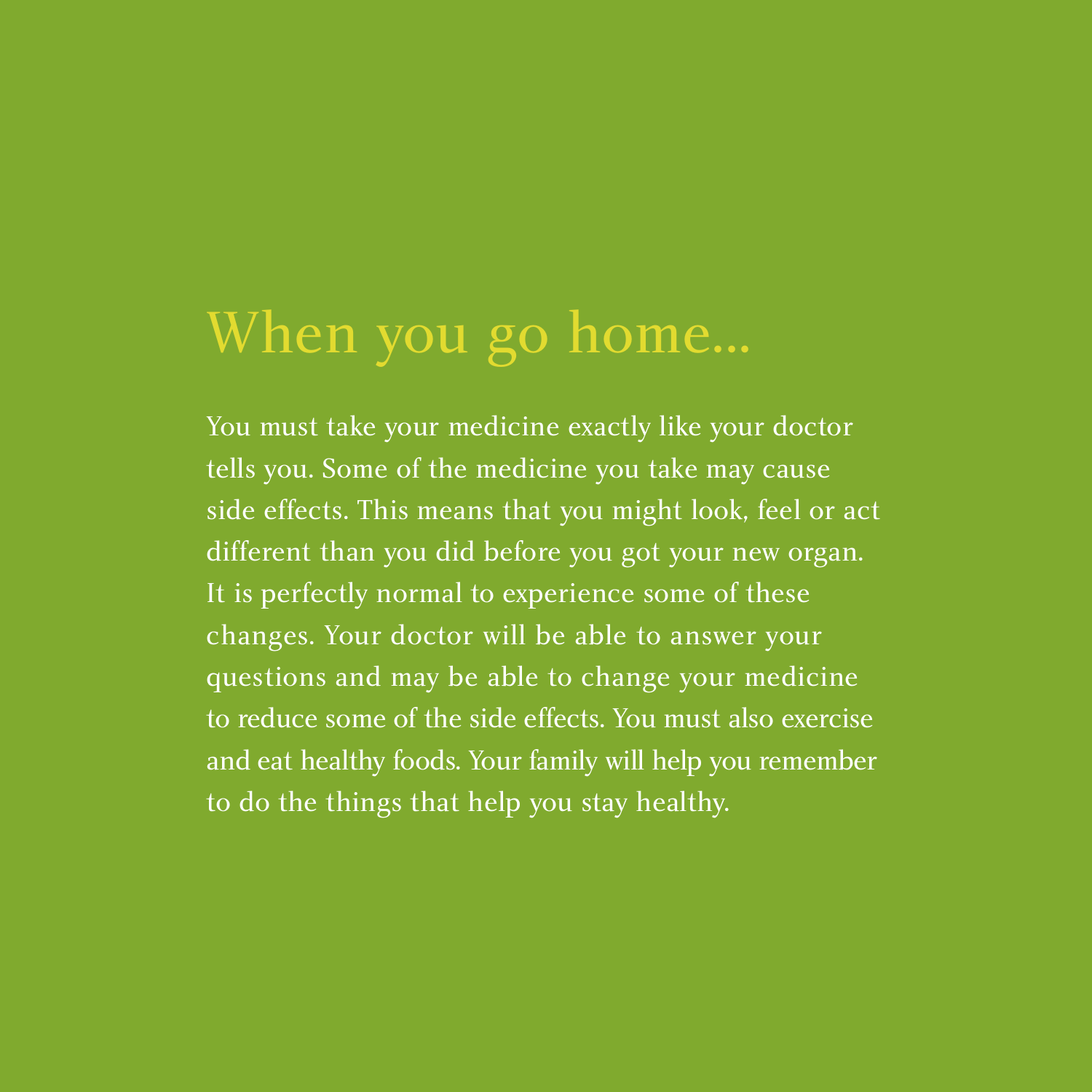# When you go home...

You must take your medicine exactly like your doctor tells you. Some of the medicine you take may cause side effects. This means that you might look, feel or act different than you did before you got your new organ. It is perfectly normal to experience some of these changes. Your doctor will be able to answer your questions and may be able to change your medicine to reduce some of the side effects. You must also exercise and eat healthy foods. Your family will help you remember to do the things that help you stay healthy.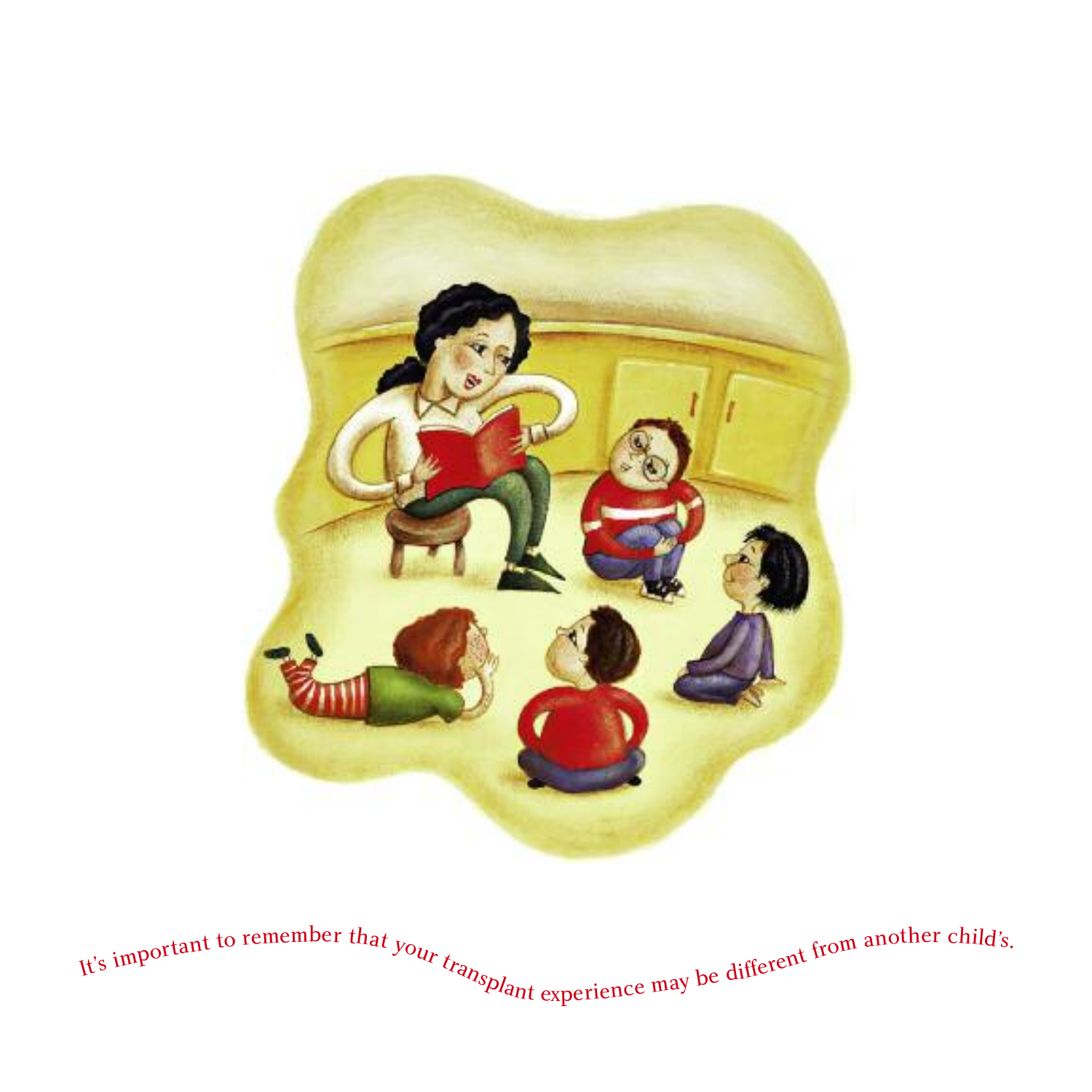It's important to remember that your transplant experience may be different from another child's.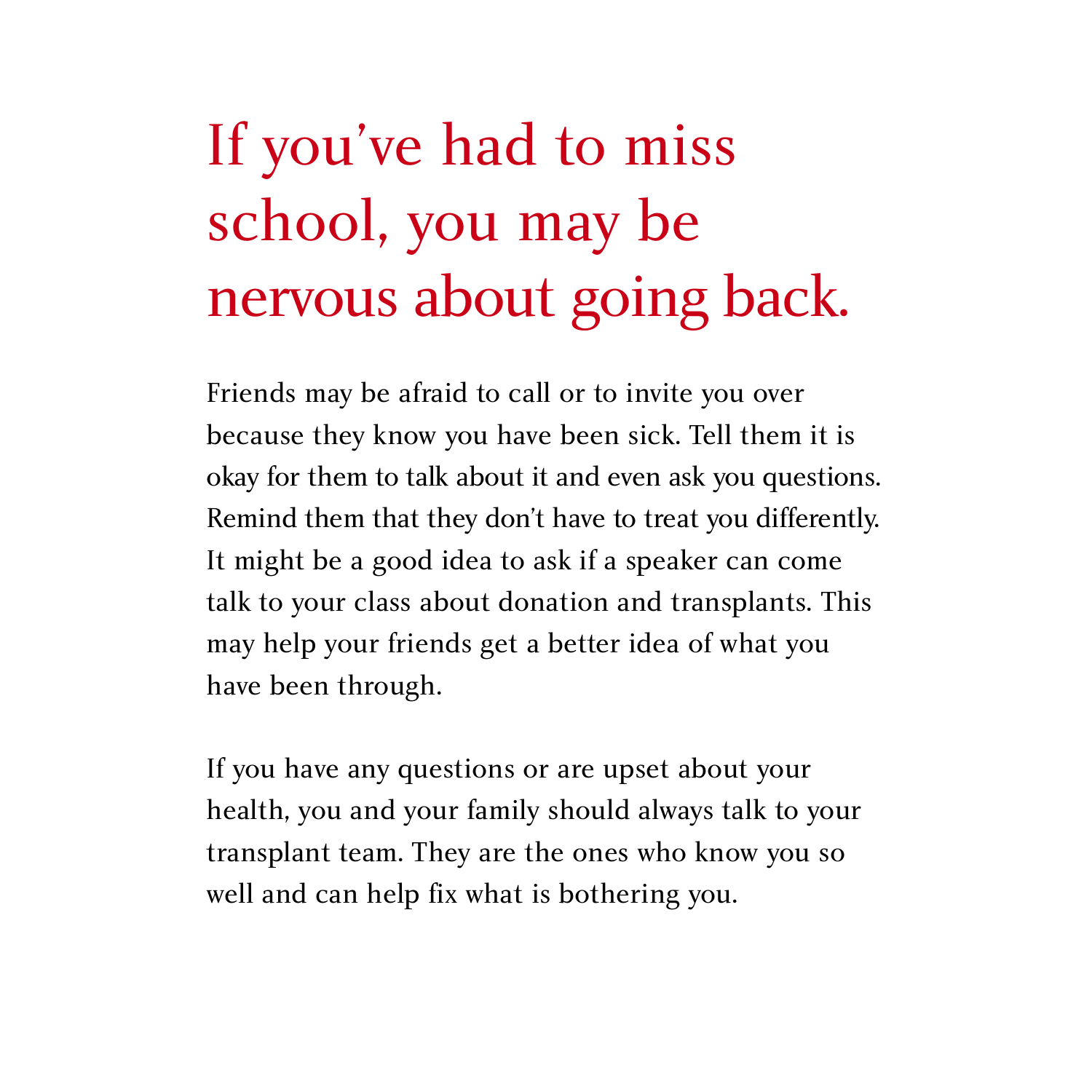# If you've had to miss school, you may be nervous about going back.

Friends may be afraid to call or to invite you over because they know you have been sick. Tell them it is okay for them to talk about it and even ask you questions. Remind them that they don't have to treat you differently. It might be a good idea to ask if a speaker can come talk to your class about donation and transplants. This may help your friends get a better idea of what you have been through.

If you have any questions or are upset about your health, you and your family should always talk to your transplant team. They are the ones who know you so well and can help fix what is bothering you.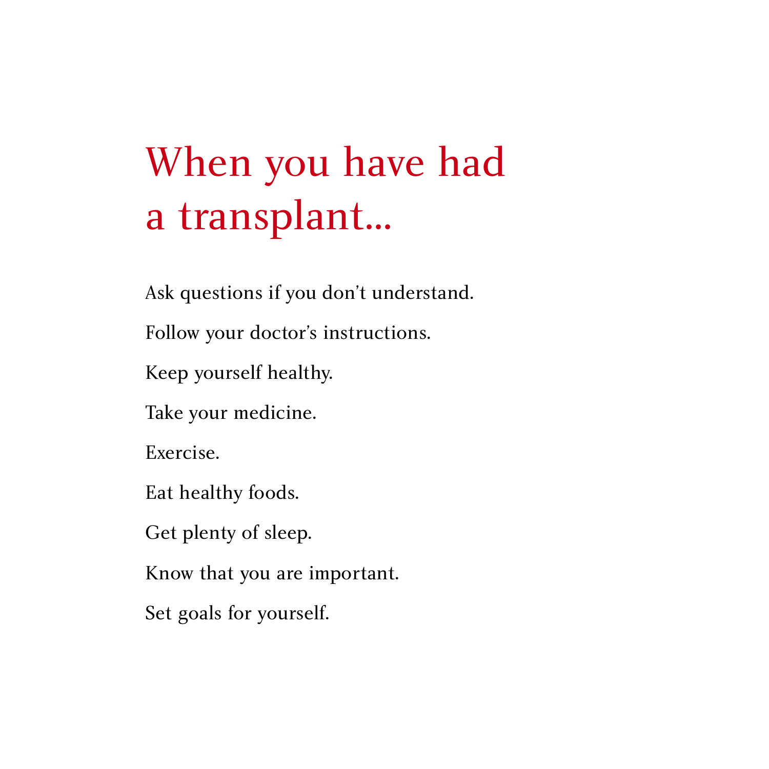# When you have had a transplant...

Ask questions if you don't understand.

Follow your doctor's instructions.

Keep yourself healthy.

Take your medicine.

Exercise.

Eat healthy foods.

Get plenty of sleep.

Know that you are important.

Set goals for yourself.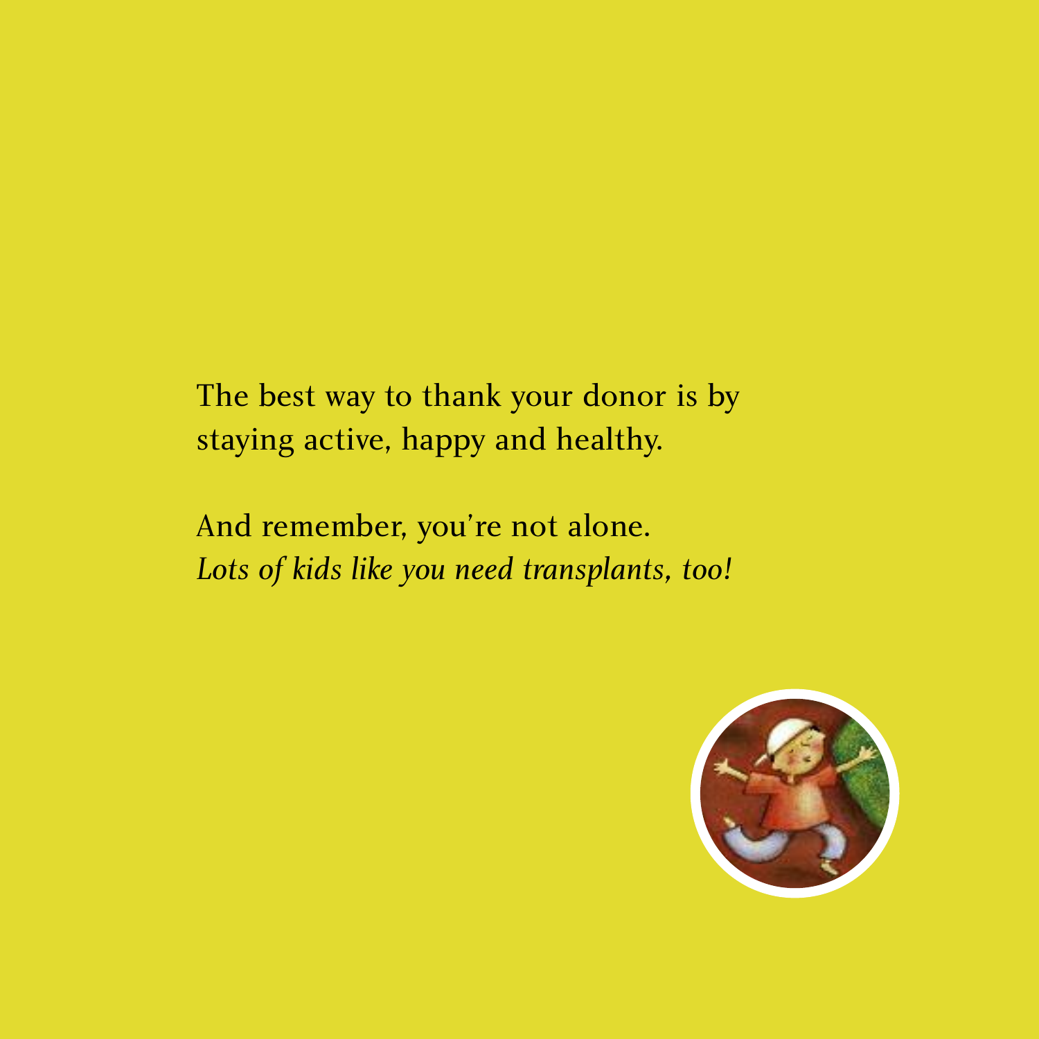The best way to thank your donor is by staying active, happy and healthy.

And remember, you're not alone.
*Lots of kids like you need transplants, too!*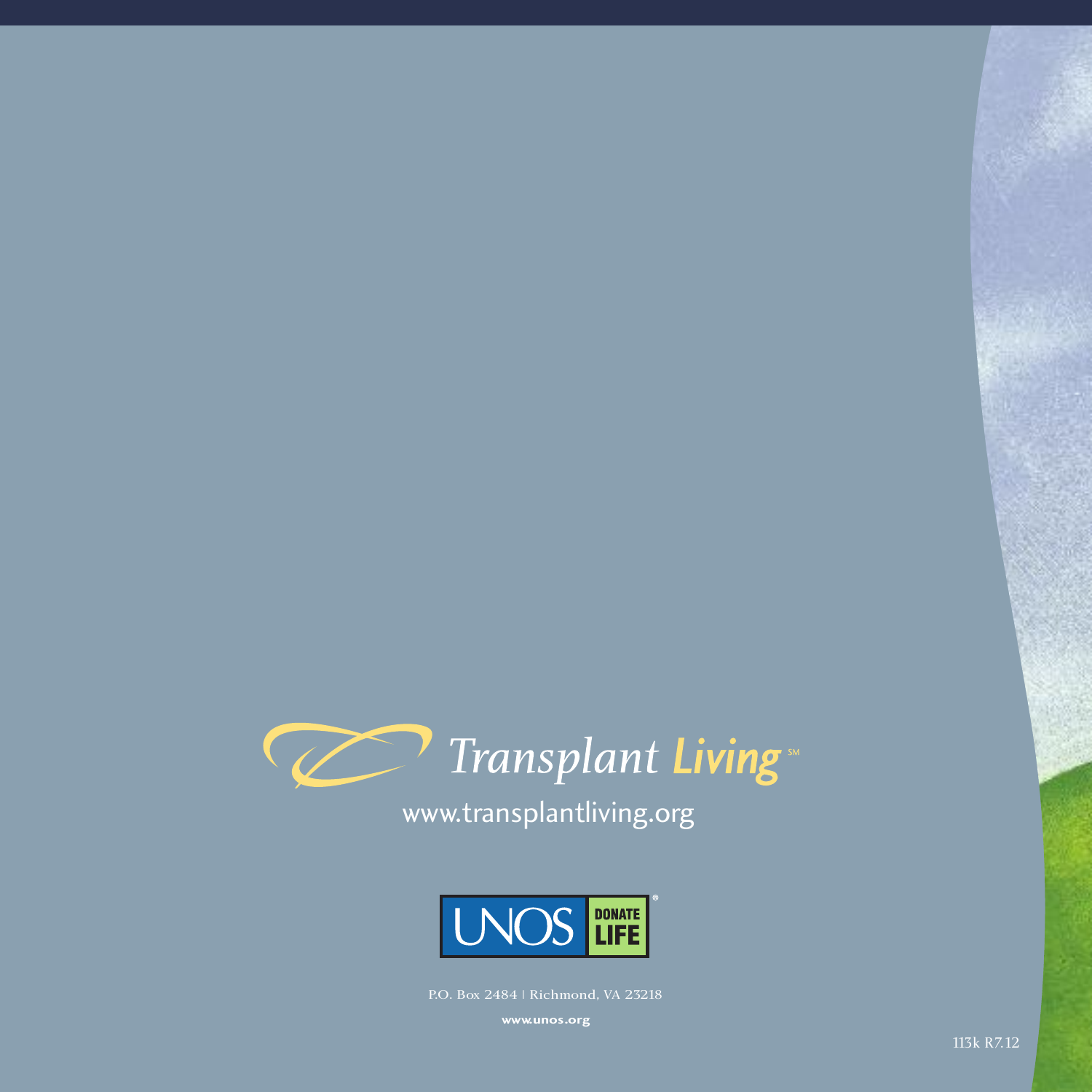Transplant Living℠

www.transplantliving.org

UNOS DONATE LIFE®

P.O. Box 2484 | Richmond, VA 23218

**www.unos.org**

113k R7.12